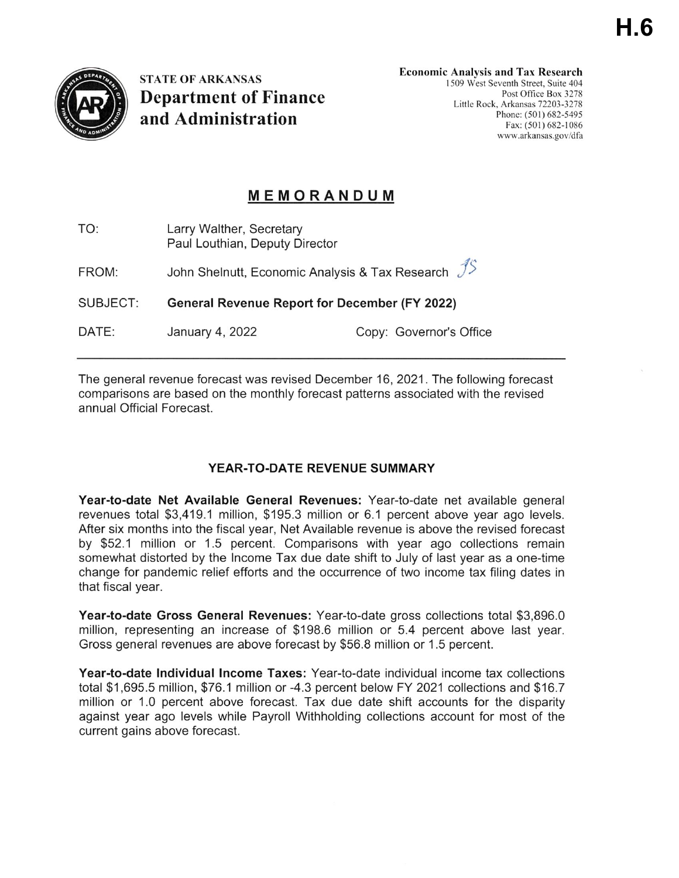H.6

**STATE OF ARKANSAS**
**Department of Finance and Administration**

**Economic Analysis and Tax Research**
1509 West Seventh Street, Suite 404
Post Office Box 3278
Little Rock, Arkansas 72203-3278
Phone: (501) 682-5495
Fax: (501) 682-1086
www.arkansas.gov/dfa

## MEMORANDUM

TO: Larry Walther, Secretary
Paul Louthian, Deputy Director

FROM: John Shelnutt, Economic Analysis & Tax Research *JS*

SUBJECT: **General Revenue Report for December (FY 2022)**

DATE: January 4, 2022 Copy: Governor's Office

---

The general revenue forecast was revised December 16, 2021. The following forecast comparisons are based on the monthly forecast patterns associated with the revised annual Official Forecast.

### YEAR-TO-DATE REVENUE SUMMARY

**Year-to-date Net Available General Revenues:** Year-to-date net available general revenues total $3,419.1 million, $195.3 million or 6.1 percent above year ago levels. After six months into the fiscal year, Net Available revenue is above the revised forecast by $52.1 million or 1.5 percent. Comparisons with year ago collections remain somewhat distorted by the Income Tax due date shift to July of last year as a one-time change for pandemic relief efforts and the occurrence of two income tax filing dates in that fiscal year.

**Year-to-date Gross General Revenues:** Year-to-date gross collections total $3,896.0 million, representing an increase of $198.6 million or 5.4 percent above last year. Gross general revenues are above forecast by $56.8 million or 1.5 percent.

**Year-to-date Individual Income Taxes:** Year-to-date individual income tax collections total $1,695.5 million, $76.1 million or -4.3 percent below FY 2021 collections and $16.7 million or 1.0 percent above forecast. Tax due date shift accounts for the disparity against year ago levels while Payroll Withholding collections account for most of the current gains above forecast.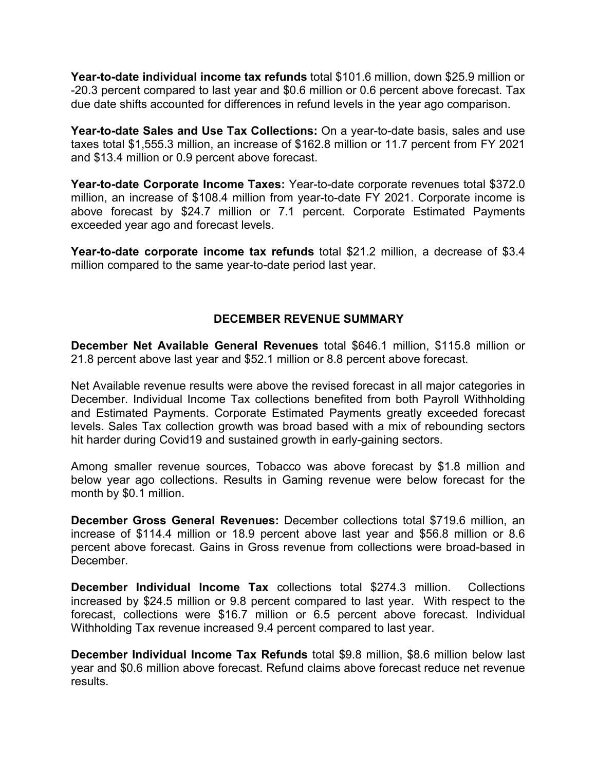**Year-to-date individual income tax refunds** total $101.6 million, down $25.9 million or -20.3 percent compared to last year and $0.6 million or 0.6 percent above forecast. Tax due date shifts accounted for differences in refund levels in the year ago comparison.

**Year-to-date Sales and Use Tax Collections:** On a year-to-date basis, sales and use taxes total $1,555.3 million, an increase of $162.8 million or 11.7 percent from FY 2021 and $13.4 million or 0.9 percent above forecast.

**Year-to-date Corporate Income Taxes:** Year-to-date corporate revenues total $372.0 million, an increase of $108.4 million from year-to-date FY 2021. Corporate income is above forecast by $24.7 million or 7.1 percent. Corporate Estimated Payments exceeded year ago and forecast levels.

**Year-to-date corporate income tax refunds** total $21.2 million, a decrease of $3.4 million compared to the same year-to-date period last year.

## DECEMBER REVENUE SUMMARY

**December Net Available General Revenues** total $646.1 million, $115.8 million or 21.8 percent above last year and $52.1 million or 8.8 percent above forecast.

Net Available revenue results were above the revised forecast in all major categories in December. Individual Income Tax collections benefited from both Payroll Withholding and Estimated Payments. Corporate Estimated Payments greatly exceeded forecast levels. Sales Tax collection growth was broad based with a mix of rebounding sectors hit harder during Covid19 and sustained growth in early-gaining sectors.

Among smaller revenue sources, Tobacco was above forecast by $1.8 million and below year ago collections. Results in Gaming revenue were below forecast for the month by $0.1 million.

**December Gross General Revenues:** December collections total $719.6 million, an increase of $114.4 million or 18.9 percent above last year and $56.8 million or 8.6 percent above forecast. Gains in Gross revenue from collections were broad-based in December.

**December Individual Income Tax** collections total $274.3 million. Collections increased by $24.5 million or 9.8 percent compared to last year. With respect to the forecast, collections were $16.7 million or 6.5 percent above forecast. Individual Withholding Tax revenue increased 9.4 percent compared to last year.

**December Individual Income Tax Refunds** total $9.8 million, $8.6 million below last year and $0.6 million above forecast. Refund claims above forecast reduce net revenue results.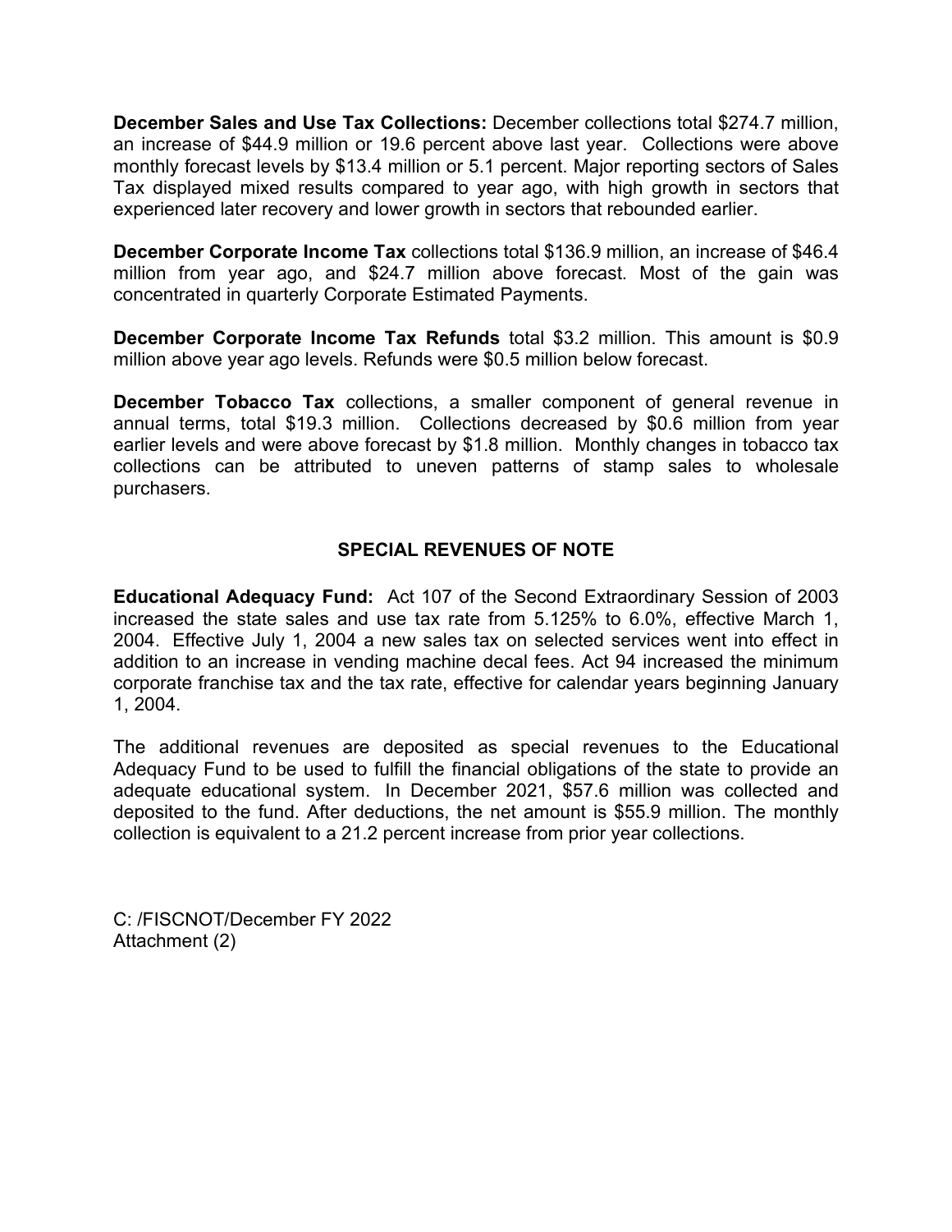**December Sales and Use Tax Collections:** December collections total $274.7 million, an increase of $44.9 million or 19.6 percent above last year. Collections were above monthly forecast levels by $13.4 million or 5.1 percent. Major reporting sectors of Sales Tax displayed mixed results compared to year ago, with high growth in sectors that experienced later recovery and lower growth in sectors that rebounded earlier.

**December Corporate Income Tax** collections total $136.9 million, an increase of $46.4 million from year ago, and $24.7 million above forecast. Most of the gain was concentrated in quarterly Corporate Estimated Payments.

**December Corporate Income Tax Refunds** total $3.2 million. This amount is $0.9 million above year ago levels. Refunds were $0.5 million below forecast.

**December Tobacco Tax** collections, a smaller component of general revenue in annual terms, total $19.3 million. Collections decreased by $0.6 million from year earlier levels and were above forecast by $1.8 million. Monthly changes in tobacco tax collections can be attributed to uneven patterns of stamp sales to wholesale purchasers.

## SPECIAL REVENUES OF NOTE

**Educational Adequacy Fund:** Act 107 of the Second Extraordinary Session of 2003 increased the state sales and use tax rate from 5.125% to 6.0%, effective March 1, 2004. Effective July 1, 2004 a new sales tax on selected services went into effect in addition to an increase in vending machine decal fees. Act 94 increased the minimum corporate franchise tax and the tax rate, effective for calendar years beginning January 1, 2004.

The additional revenues are deposited as special revenues to the Educational Adequacy Fund to be used to fulfill the financial obligations of the state to provide an adequate educational system. In December 2021, $57.6 million was collected and deposited to the fund. After deductions, the net amount is $55.9 million. The monthly collection is equivalent to a 21.2 percent increase from prior year collections.

C: /FISCNOT/December FY 2022
Attachment (2)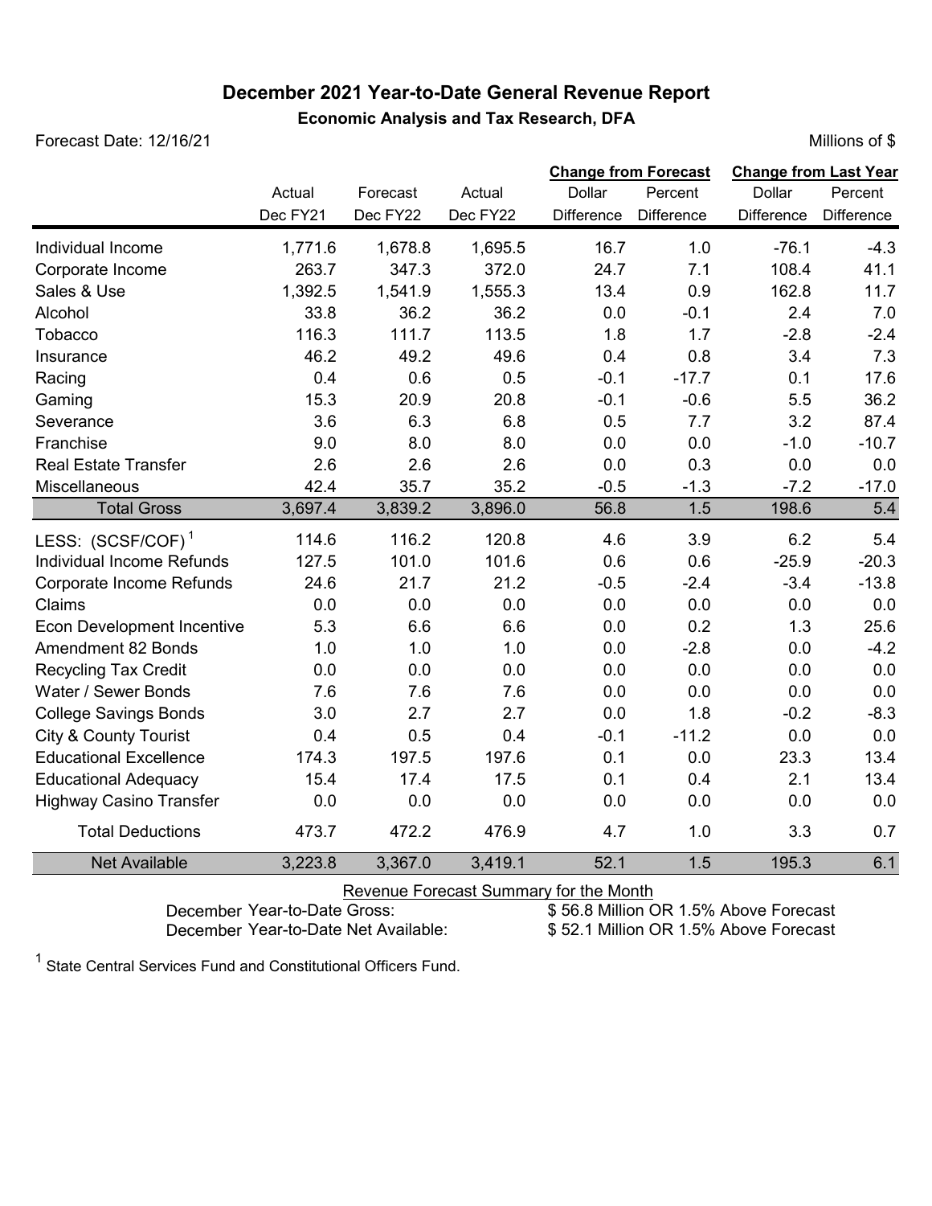# December 2021 Year-to-Date General Revenue Report

**Economic Analysis and Tax Research, DFA**

Forecast Date: 12/16/21

Millions of $

| | Actual | Forecast | Actual | Change from Forecast | | Change from Last Year | |
|---|---|---|---|---|---|---|---|
| | Dec FY21 | Dec FY22 | Dec FY22 | Dollar Difference | Percent Difference | Dollar Difference | Percent Difference |
| Individual Income | 1,771.6 | 1,678.8 | 1,695.5 | 16.7 | 1.0 | -76.1 | -4.3 |
| Corporate Income | 263.7 | 347.3 | 372.0 | 24.7 | 7.1 | 108.4 | 41.1 |
| Sales & Use | 1,392.5 | 1,541.9 | 1,555.3 | 13.4 | 0.9 | 162.8 | 11.7 |
| Alcohol | 33.8 | 36.2 | 36.2 | 0.0 | -0.1 | 2.4 | 7.0 |
| Tobacco | 116.3 | 111.7 | 113.5 | 1.8 | 1.7 | -2.8 | -2.4 |
| Insurance | 46.2 | 49.2 | 49.6 | 0.4 | 0.8 | 3.4 | 7.3 |
| Racing | 0.4 | 0.6 | 0.5 | -0.1 | -17.7 | 0.1 | 17.6 |
| Gaming | 15.3 | 20.9 | 20.8 | -0.1 | -0.6 | 5.5 | 36.2 |
| Severance | 3.6 | 6.3 | 6.8 | 0.5 | 7.7 | 3.2 | 87.4 |
| Franchise | 9.0 | 8.0 | 8.0 | 0.0 | 0.0 | -1.0 | -10.7 |
| Real Estate Transfer | 2.6 | 2.6 | 2.6 | 0.0 | 0.3 | 0.0 | 0.0 |
| Miscellaneous | 42.4 | 35.7 | 35.2 | -0.5 | -1.3 | -7.2 | -17.0 |
| Total Gross | 3,697.4 | 3,839.2 | 3,896.0 | 56.8 | 1.5 | 198.6 | 5.4 |
| LESS: (SCSF/COF) [1] | 114.6 | 116.2 | 120.8 | 4.6 | 3.9 | 6.2 | 5.4 |
| Individual Income Refunds | 127.5 | 101.0 | 101.6 | 0.6 | 0.6 | -25.9 | -20.3 |
| Corporate Income Refunds | 24.6 | 21.7 | 21.2 | -0.5 | -2.4 | -3.4 | -13.8 |
| Claims | 0.0 | 0.0 | 0.0 | 0.0 | 0.0 | 0.0 | 0.0 |
| Econ Development Incentive | 5.3 | 6.6 | 6.6 | 0.0 | 0.2 | 1.3 | 25.6 |
| Amendment 82 Bonds | 1.0 | 1.0 | 1.0 | 0.0 | -2.8 | 0.0 | -4.2 |
| Recycling Tax Credit | 0.0 | 0.0 | 0.0 | 0.0 | 0.0 | 0.0 | 0.0 |
| Water / Sewer Bonds | 7.6 | 7.6 | 7.6 | 0.0 | 0.0 | 0.0 | 0.0 |
| College Savings Bonds | 3.0 | 2.7 | 2.7 | 0.0 | 1.8 | -0.2 | -8.3 |
| City & County Tourist | 0.4 | 0.5 | 0.4 | -0.1 | -11.2 | 0.0 | 0.0 |
| Educational Excellence | 174.3 | 197.5 | 197.6 | 0.1 | 0.0 | 23.3 | 13.4 |
| Educational Adequacy | 15.4 | 17.4 | 17.5 | 0.1 | 0.4 | 2.1 | 13.4 |
| Highway Casino Transfer | 0.0 | 0.0 | 0.0 | 0.0 | 0.0 | 0.0 | 0.0 |
| Total Deductions | 473.7 | 472.2 | 476.9 | 4.7 | 1.0 | 3.3 | 0.7 |
| Net Available | 3,223.8 | 3,367.0 | 3,419.1 | 52.1 | 1.5 | 195.3 | 6.1 |

Revenue Forecast Summary for the Month

| | |
|---|---|
| December Year-to-Date Gross: | $ 56.8 Million OR 1.5% Above Forecast |
| December Year-to-Date Net Available: | $ 52.1 Million OR 1.5% Above Forecast |

[1] State Central Services Fund and Constitutional Officers Fund.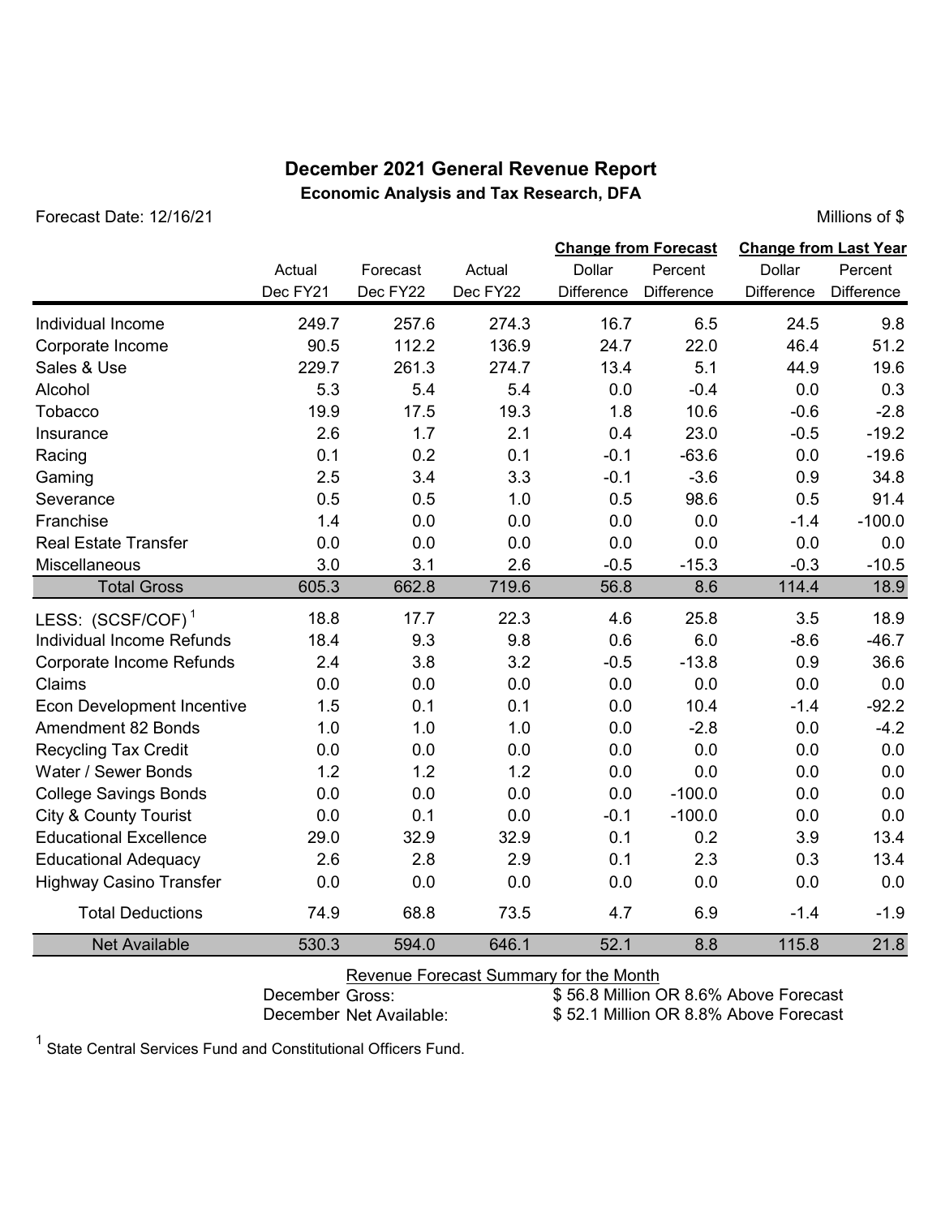# December 2021 General Revenue Report

**Economic Analysis and Tax Research, DFA**

Forecast Date: 12/16/21

Millions of $

| | Actual | Forecast | Actual | Change from Forecast | | Change from Last Year | |
|---|---|---|---|---|---|---|---|
| | Dec FY21 | Dec FY22 | Dec FY22 | Dollar Difference | Percent Difference | Dollar Difference | Percent Difference |
| Individual Income | 249.7 | 257.6 | 274.3 | 16.7 | 6.5 | 24.5 | 9.8 |
| Corporate Income | 90.5 | 112.2 | 136.9 | 24.7 | 22.0 | 46.4 | 51.2 |
| Sales & Use | 229.7 | 261.3 | 274.7 | 13.4 | 5.1 | 44.9 | 19.6 |
| Alcohol | 5.3 | 5.4 | 5.4 | 0.0 | -0.4 | 0.0 | 0.3 |
| Tobacco | 19.9 | 17.5 | 19.3 | 1.8 | 10.6 | -0.6 | -2.8 |
| Insurance | 2.6 | 1.7 | 2.1 | 0.4 | 23.0 | -0.5 | -19.2 |
| Racing | 0.1 | 0.2 | 0.1 | -0.1 | -63.6 | 0.0 | -19.6 |
| Gaming | 2.5 | 3.4 | 3.3 | -0.1 | -3.6 | 0.9 | 34.8 |
| Severance | 0.5 | 0.5 | 1.0 | 0.5 | 98.6 | 0.5 | 91.4 |
| Franchise | 1.4 | 0.0 | 0.0 | 0.0 | 0.0 | -1.4 | -100.0 |
| Real Estate Transfer | 0.0 | 0.0 | 0.0 | 0.0 | 0.0 | 0.0 | 0.0 |
| Miscellaneous | 3.0 | 3.1 | 2.6 | -0.5 | -15.3 | -0.3 | -10.5 |
| **Total Gross** | 605.3 | 662.8 | 719.6 | 56.8 | 8.6 | 114.4 | 18.9 |
| LESS: (SCSF/COF) [1] | 18.8 | 17.7 | 22.3 | 4.6 | 25.8 | 3.5 | 18.9 |
| Individual Income Refunds | 18.4 | 9.3 | 9.8 | 0.6 | 6.0 | -8.6 | -46.7 |
| Corporate Income Refunds | 2.4 | 3.8 | 3.2 | -0.5 | -13.8 | 0.9 | 36.6 |
| Claims | 0.0 | 0.0 | 0.0 | 0.0 | 0.0 | 0.0 | 0.0 |
| Econ Development Incentive | 1.5 | 0.1 | 0.1 | 0.0 | 10.4 | -1.4 | -92.2 |
| Amendment 82 Bonds | 1.0 | 1.0 | 1.0 | 0.0 | -2.8 | 0.0 | -4.2 |
| Recycling Tax Credit | 0.0 | 0.0 | 0.0 | 0.0 | 0.0 | 0.0 | 0.0 |
| Water / Sewer Bonds | 1.2 | 1.2 | 1.2 | 0.0 | 0.0 | 0.0 | 0.0 |
| College Savings Bonds | 0.0 | 0.0 | 0.0 | 0.0 | -100.0 | 0.0 | 0.0 |
| City & County Tourist | 0.0 | 0.1 | 0.0 | -0.1 | -100.0 | 0.0 | 0.0 |
| Educational Excellence | 29.0 | 32.9 | 32.9 | 0.1 | 0.2 | 3.9 | 13.4 |
| Educational Adequacy | 2.6 | 2.8 | 2.9 | 0.1 | 2.3 | 0.3 | 13.4 |
| Highway Casino Transfer | 0.0 | 0.0 | 0.0 | 0.0 | 0.0 | 0.0 | 0.0 |
| **Total Deductions** | 74.9 | 68.8 | 73.5 | 4.7 | 6.9 | -1.4 | -1.9 |
| **Net Available** | 530.3 | 594.0 | 646.1 | 52.1 | 8.8 | 115.8 | 21.8 |

**Revenue Forecast Summary for the Month**

December Gross: $ 56.8 Million OR 8.6% Above Forecast

December Net Available: $ 52.1 Million OR 8.8% Above Forecast

[1] State Central Services Fund and Constitutional Officers Fund.